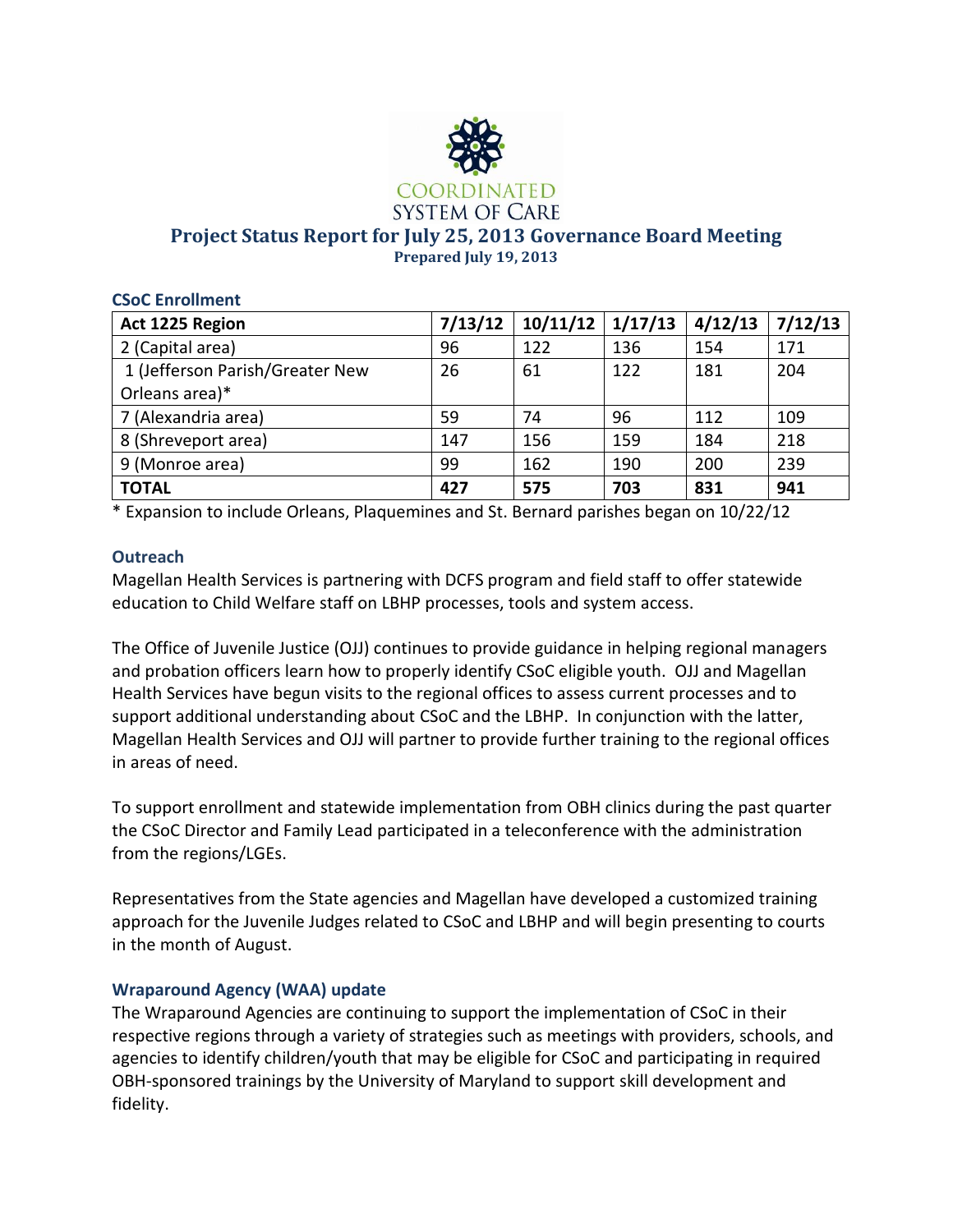COORDINATED SYSTEM OF CARE

# Project Status Report for July 25, 2013 Governance Board Meeting

**Prepared July 19, 2013**

## CSoC Enrollment

| Act 1225 Region | 7/13/12 | 10/11/12 | 1/17/13 | 4/12/13 | 7/12/13 |
|---|---|---|---|---|---|
| 2 (Capital area) | 96 | 122 | 136 | 154 | 171 |
| 1 (Jefferson Parish/Greater New Orleans area)* | 26 | 61 | 122 | 181 | 204 |
| 7 (Alexandria area) | 59 | 74 | 96 | 112 | 109 |
| 8 (Shreveport area) | 147 | 156 | 159 | 184 | 218 |
| 9 (Monroe area) | 99 | 162 | 190 | 200 | 239 |
| **TOTAL** | **427** | **575** | **703** | **831** | **941** |

* Expansion to include Orleans, Plaquemines and St. Bernard parishes began on 10/22/12

## Outreach

Magellan Health Services is partnering with DCFS program and field staff to offer statewide education to Child Welfare staff on LBHP processes, tools and system access.

The Office of Juvenile Justice (OJJ) continues to provide guidance in helping regional managers and probation officers learn how to properly identify CSoC eligible youth. OJJ and Magellan Health Services have begun visits to the regional offices to assess current processes and to support additional understanding about CSoC and the LBHP. In conjunction with the latter, Magellan Health Services and OJJ will partner to provide further training to the regional offices in areas of need.

To support enrollment and statewide implementation from OBH clinics during the past quarter the CSoC Director and Family Lead participated in a teleconference with the administration from the regions/LGEs.

Representatives from the State agencies and Magellan have developed a customized training approach for the Juvenile Judges related to CSoC and LBHP and will begin presenting to courts in the month of August.

## Wraparound Agency (WAA) update

The Wraparound Agencies are continuing to support the implementation of CSoC in their respective regions through a variety of strategies such as meetings with providers, schools, and agencies to identify children/youth that may be eligible for CSoC and participating in required OBH-sponsored trainings by the University of Maryland to support skill development and fidelity.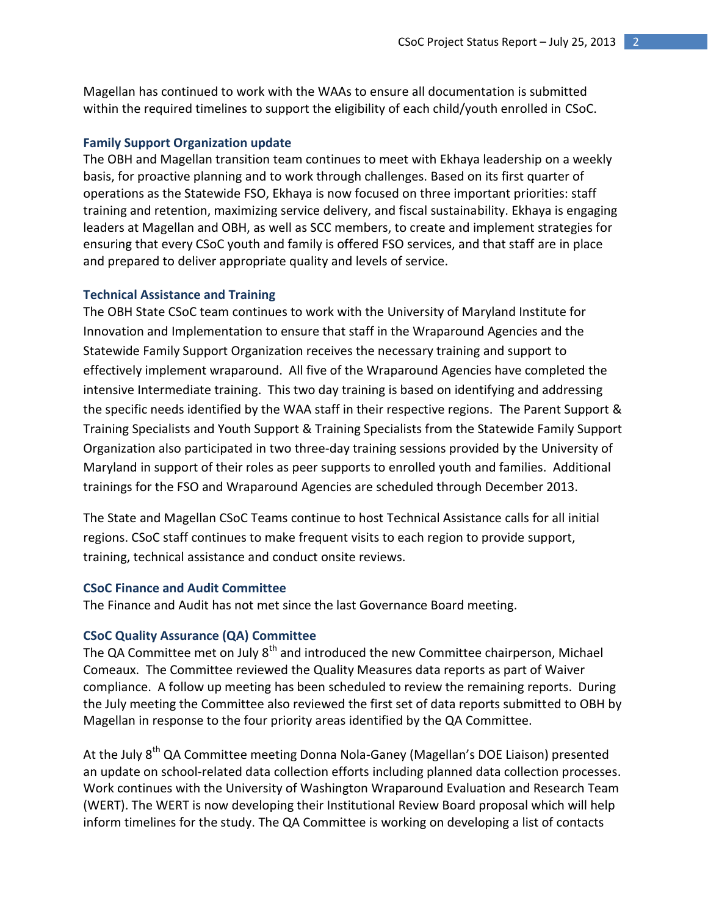Magellan has continued to work with the WAAs to ensure all documentation is submitted within the required timelines to support the eligibility of each child/youth enrolled in CSoC.

### Family Support Organization update

The OBH and Magellan transition team continues to meet with Ekhaya leadership on a weekly basis, for proactive planning and to work through challenges. Based on its first quarter of operations as the Statewide FSO, Ekhaya is now focused on three important priorities: staff training and retention, maximizing service delivery, and fiscal sustainability. Ekhaya is engaging leaders at Magellan and OBH, as well as SCC members, to create and implement strategies for ensuring that every CSoC youth and family is offered FSO services, and that staff are in place and prepared to deliver appropriate quality and levels of service.

### Technical Assistance and Training

The OBH State CSoC team continues to work with the University of Maryland Institute for Innovation and Implementation to ensure that staff in the Wraparound Agencies and the Statewide Family Support Organization receives the necessary training and support to effectively implement wraparound. All five of the Wraparound Agencies have completed the intensive Intermediate training. This two day training is based on identifying and addressing the specific needs identified by the WAA staff in their respective regions. The Parent Support & Training Specialists and Youth Support & Training Specialists from the Statewide Family Support Organization also participated in two three-day training sessions provided by the University of Maryland in support of their roles as peer supports to enrolled youth and families. Additional trainings for the FSO and Wraparound Agencies are scheduled through December 2013.

The State and Magellan CSoC Teams continue to host Technical Assistance calls for all initial regions. CSoC staff continues to make frequent visits to each region to provide support, training, technical assistance and conduct onsite reviews.

### CSoC Finance and Audit Committee

The Finance and Audit has not met since the last Governance Board meeting.

### CSoC Quality Assurance (QA) Committee

The QA Committee met on July 8th and introduced the new Committee chairperson, Michael Comeaux. The Committee reviewed the Quality Measures data reports as part of Waiver compliance. A follow up meeting has been scheduled to review the remaining reports. During the July meeting the Committee also reviewed the first set of data reports submitted to OBH by Magellan in response to the four priority areas identified by the QA Committee.

At the July 8th QA Committee meeting Donna Nola-Ganey (Magellan's DOE Liaison) presented an update on school-related data collection efforts including planned data collection processes. Work continues with the University of Washington Wraparound Evaluation and Research Team (WERT). The WERT is now developing their Institutional Review Board proposal which will help inform timelines for the study. The QA Committee is working on developing a list of contacts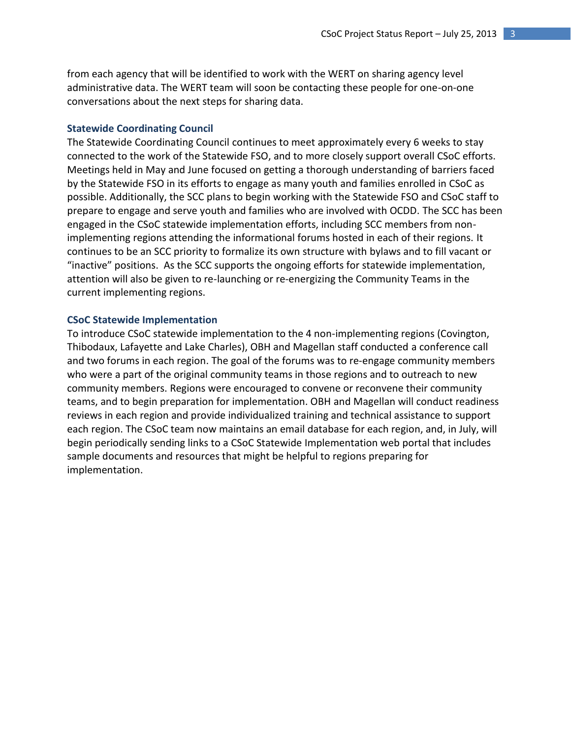from each agency that will be identified to work with the WERT on sharing agency level administrative data. The WERT team will soon be contacting these people for one-on-one conversations about the next steps for sharing data.

### Statewide Coordinating Council

The Statewide Coordinating Council continues to meet approximately every 6 weeks to stay connected to the work of the Statewide FSO, and to more closely support overall CSoC efforts. Meetings held in May and June focused on getting a thorough understanding of barriers faced by the Statewide FSO in its efforts to engage as many youth and families enrolled in CSoC as possible. Additionally, the SCC plans to begin working with the Statewide FSO and CSoC staff to prepare to engage and serve youth and families who are involved with OCDD. The SCC has been engaged in the CSoC statewide implementation efforts, including SCC members from non-implementing regions attending the informational forums hosted in each of their regions. It continues to be an SCC priority to formalize its own structure with bylaws and to fill vacant or "inactive" positions. As the SCC supports the ongoing efforts for statewide implementation, attention will also be given to re-launching or re-energizing the Community Teams in the current implementing regions.

### CSoC Statewide Implementation

To introduce CSoC statewide implementation to the 4 non-implementing regions (Covington, Thibodaux, Lafayette and Lake Charles), OBH and Magellan staff conducted a conference call and two forums in each region. The goal of the forums was to re-engage community members who were a part of the original community teams in those regions and to outreach to new community members. Regions were encouraged to convene or reconvene their community teams, and to begin preparation for implementation. OBH and Magellan will conduct readiness reviews in each region and provide individualized training and technical assistance to support each region. The CSoC team now maintains an email database for each region, and, in July, will begin periodically sending links to a CSoC Statewide Implementation web portal that includes sample documents and resources that might be helpful to regions preparing for implementation.